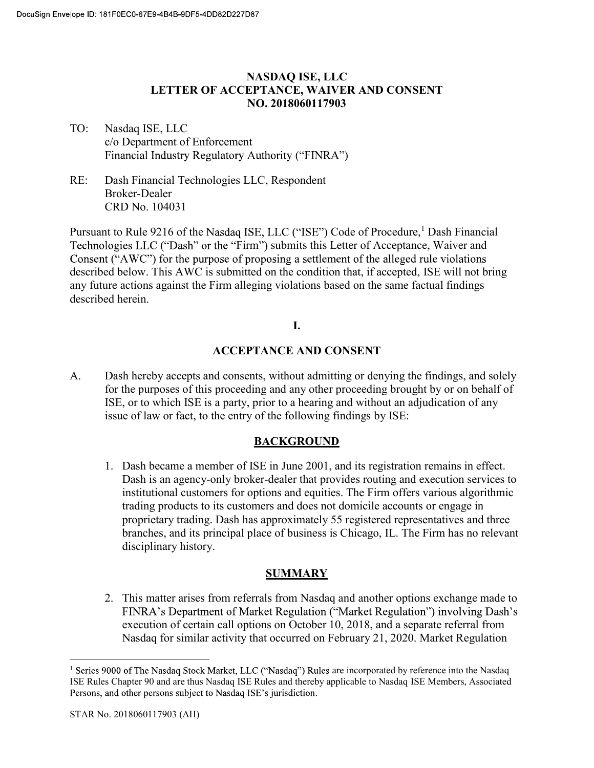# NASDAQ ISE, LLC
## LETTER OF ACCEPTANCE, WAIVER AND CONSENT
## NO. 2018060117903

TO: Nasdaq ISE, LLC
c/o Department of Enforcement
Financial Industry Regulatory Authority ("FINRA")

RE: Dash Financial Technologies LLC, Respondent
Broker-Dealer
CRD No. 104031

Pursuant to Rule 9216 of the Nasdaq ISE, LLC ("ISE") Code of Procedure,[1] Dash Financial Technologies LLC ("Dash" or the "Firm") submits this Letter of Acceptance, Waiver and Consent ("AWC") for the purpose of proposing a settlement of the alleged rule violations described below. This AWC is submitted on the condition that, if accepted, ISE will not bring any future actions against the Firm alleging violations based on the same factual findings described herein.

## I.

## ACCEPTANCE AND CONSENT

A. Dash hereby accepts and consents, without admitting or denying the findings, and solely for the purposes of this proceeding and any other proceeding brought by or on behalf of ISE, or to which ISE is a party, prior to a hearing and without an adjudication of any issue of law or fact, to the entry of the following findings by ISE:

### BACKGROUND

1. Dash became a member of ISE in June 2001, and its registration remains in effect. Dash is an agency-only broker-dealer that provides routing and execution services to institutional customers for options and equities. The Firm offers various algorithmic trading products to its customers and does not domicile accounts or engage in proprietary trading. Dash has approximately 55 registered representatives and three branches, and its principal place of business is Chicago, IL. The Firm has no relevant disciplinary history.

### SUMMARY

2. This matter arises from referrals from Nasdaq and another options exchange made to FINRA's Department of Market Regulation ("Market Regulation") involving Dash's execution of certain call options on October 10, 2018, and a separate referral from Nasdaq for similar activity that occurred on February 21, 2020. Market Regulation

[1] Series 9000 of The Nasdaq Stock Market, LLC ("Nasdaq") Rules are incorporated by reference into the Nasdaq ISE Rules Chapter 90 and are thus Nasdaq ISE Rules and thereby applicable to Nasdaq ISE Members, Associated Persons, and other persons subject to Nasdaq ISE's jurisdiction.

STAR No. 2018060117903 (AH)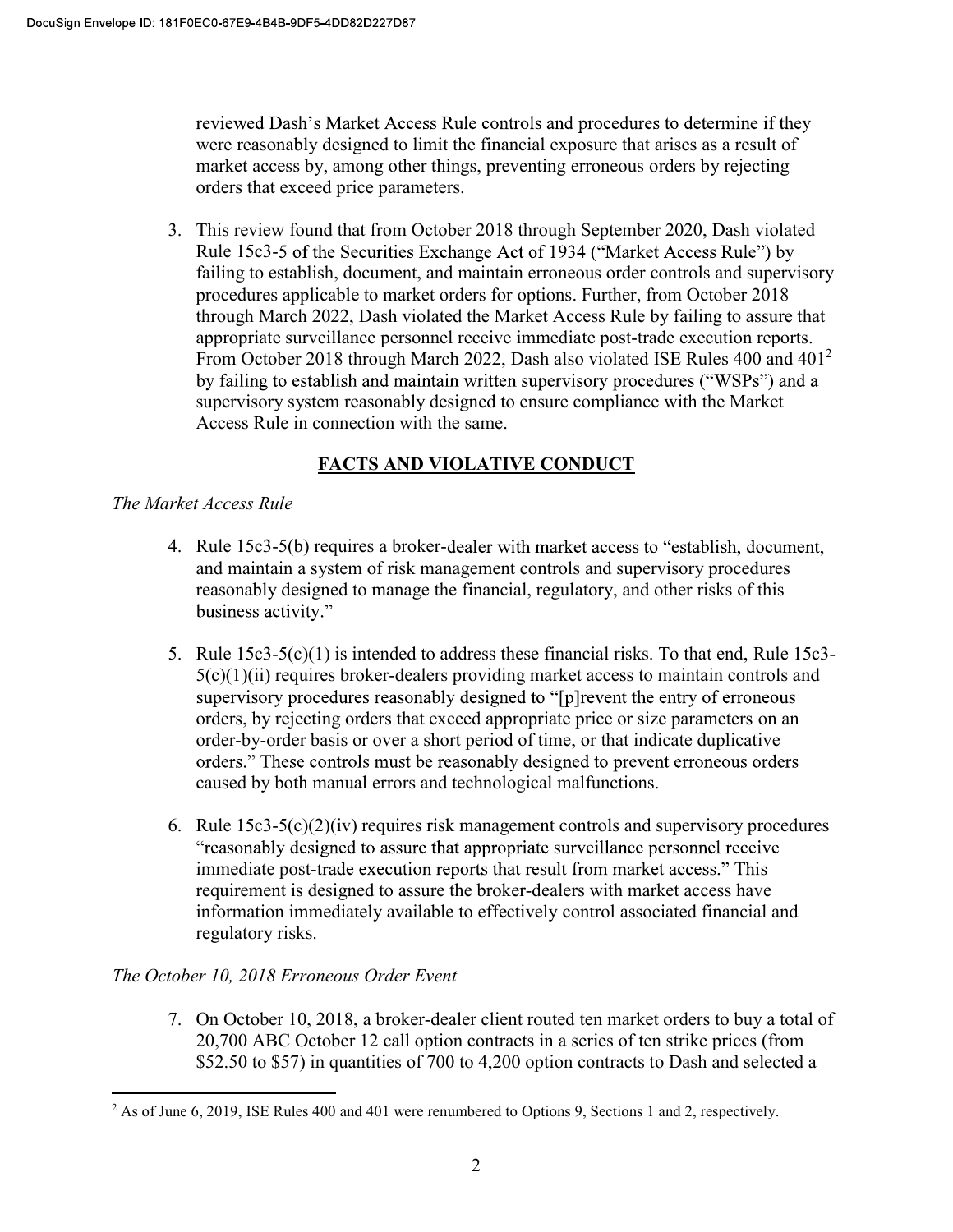reviewed Dash's Market Access Rule controls and procedures to determine if they were reasonably designed to limit the financial exposure that arises as a result of market access by, among other things, preventing erroneous orders by rejecting orders that exceed price parameters.

3. This review found that from October 2018 through September 2020, Dash violated Rule 15c3-5 of the Securities Exchange Act of 1934 ("Market Access Rule") by failing to establish, document, and maintain erroneous order controls and supervisory procedures applicable to market orders for options. Further, from October 2018 through March 2022, Dash violated the Market Access Rule by failing to assure that appropriate surveillance personnel receive immediate post-trade execution reports. From October 2018 through March 2022, Dash also violated ISE Rules 400 and 401[2] by failing to establish and maintain written supervisory procedures ("WSPs") and a supervisory system reasonably designed to ensure compliance with the Market Access Rule in connection with the same.

## FACTS AND VIOLATIVE CONDUCT

*The Market Access Rule*

4. Rule 15c3-5(b) requires a broker-dealer with market access to "establish, document, and maintain a system of risk management controls and supervisory procedures reasonably designed to manage the financial, regulatory, and other risks of this business activity."

5. Rule 15c3-5(c)(1) is intended to address these financial risks. To that end, Rule 15c3-5(c)(1)(ii) requires broker-dealers providing market access to maintain controls and supervisory procedures reasonably designed to "[p]revent the entry of erroneous orders, by rejecting orders that exceed appropriate price or size parameters on an order-by-order basis or over a short period of time, or that indicate duplicative orders." These controls must be reasonably designed to prevent erroneous orders caused by both manual errors and technological malfunctions.

6. Rule 15c3-5(c)(2)(iv) requires risk management controls and supervisory procedures "reasonably designed to assure that appropriate surveillance personnel receive immediate post-trade execution reports that result from market access." This requirement is designed to assure the broker-dealers with market access have information immediately available to effectively control associated financial and regulatory risks.

*The October 10, 2018 Erroneous Order Event*

7. On October 10, 2018, a broker-dealer client routed ten market orders to buy a total of 20,700 ABC October 12 call option contracts in a series of ten strike prices (from $52.50 to $57) in quantities of 700 to 4,200 option contracts to Dash and selected a

[2] As of June 6, 2019, ISE Rules 400 and 401 were renumbered to Options 9, Sections 1 and 2, respectively.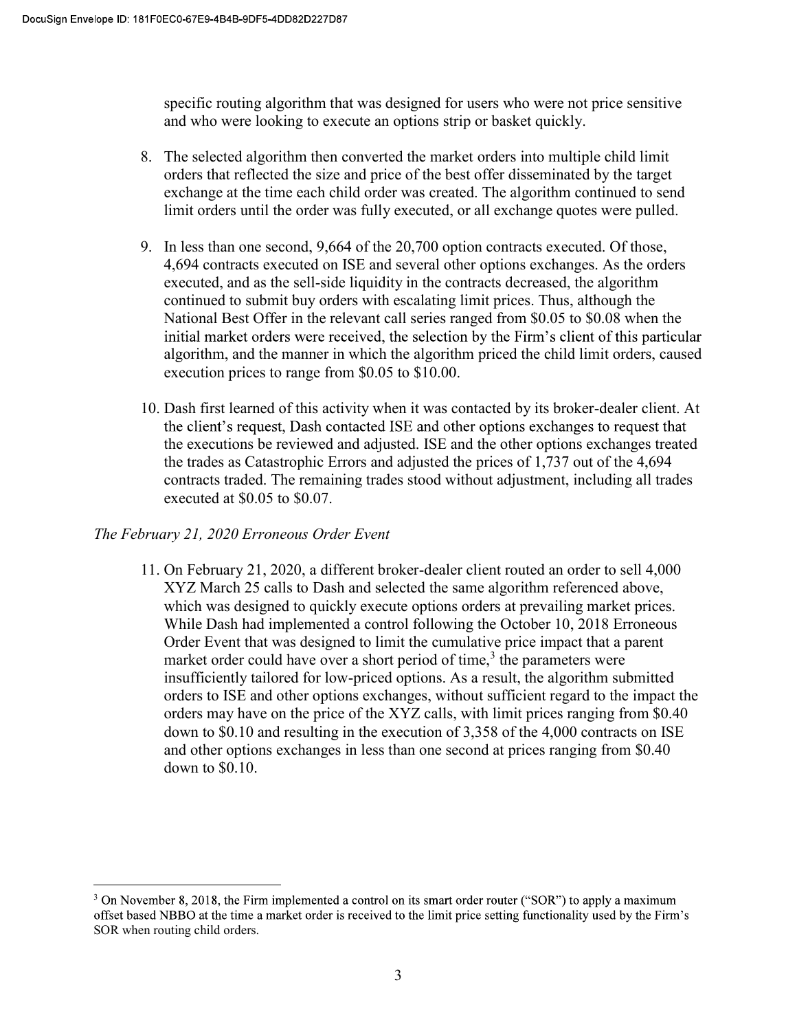specific routing algorithm that was designed for users who were not price sensitive and who were looking to execute an options strip or basket quickly.

8. The selected algorithm then converted the market orders into multiple child limit orders that reflected the size and price of the best offer disseminated by the target exchange at the time each child order was created. The algorithm continued to send limit orders until the order was fully executed, or all exchange quotes were pulled.

9. In less than one second, 9,664 of the 20,700 option contracts executed. Of those, 4,694 contracts executed on ISE and several other options exchanges. As the orders executed, and as the sell-side liquidity in the contracts decreased, the algorithm continued to submit buy orders with escalating limit prices. Thus, although the National Best Offer in the relevant call series ranged from $0.05 to $0.08 when the initial market orders were received, the selection by the Firm's client of this particular algorithm, and the manner in which the algorithm priced the child limit orders, caused execution prices to range from $0.05 to $10.00.

10. Dash first learned of this activity when it was contacted by its broker-dealer client. At the client's request, Dash contacted ISE and other options exchanges to request that the executions be reviewed and adjusted. ISE and the other options exchanges treated the trades as Catastrophic Errors and adjusted the prices of 1,737 out of the 4,694 contracts traded. The remaining trades stood without adjustment, including all trades executed at $0.05 to $0.07.

*The February 21, 2020 Erroneous Order Event*

11. On February 21, 2020, a different broker-dealer client routed an order to sell 4,000 XYZ March 25 calls to Dash and selected the same algorithm referenced above, which was designed to quickly execute options orders at prevailing market prices. While Dash had implemented a control following the October 10, 2018 Erroneous Order Event that was designed to limit the cumulative price impact that a parent market order could have over a short period of time,[3] the parameters were insufficiently tailored for low-priced options. As a result, the algorithm submitted orders to ISE and other options exchanges, without sufficient regard to the impact the orders may have on the price of the XYZ calls, with limit prices ranging from $0.40 down to $0.10 and resulting in the execution of 3,358 of the 4,000 contracts on ISE and other options exchanges in less than one second at prices ranging from $0.40 down to $0.10.

---

[3] On November 8, 2018, the Firm implemented a control on its smart order router ("SOR") to apply a maximum offset based NBBO at the time a market order is received to the limit price setting functionality used by the Firm's SOR when routing child orders.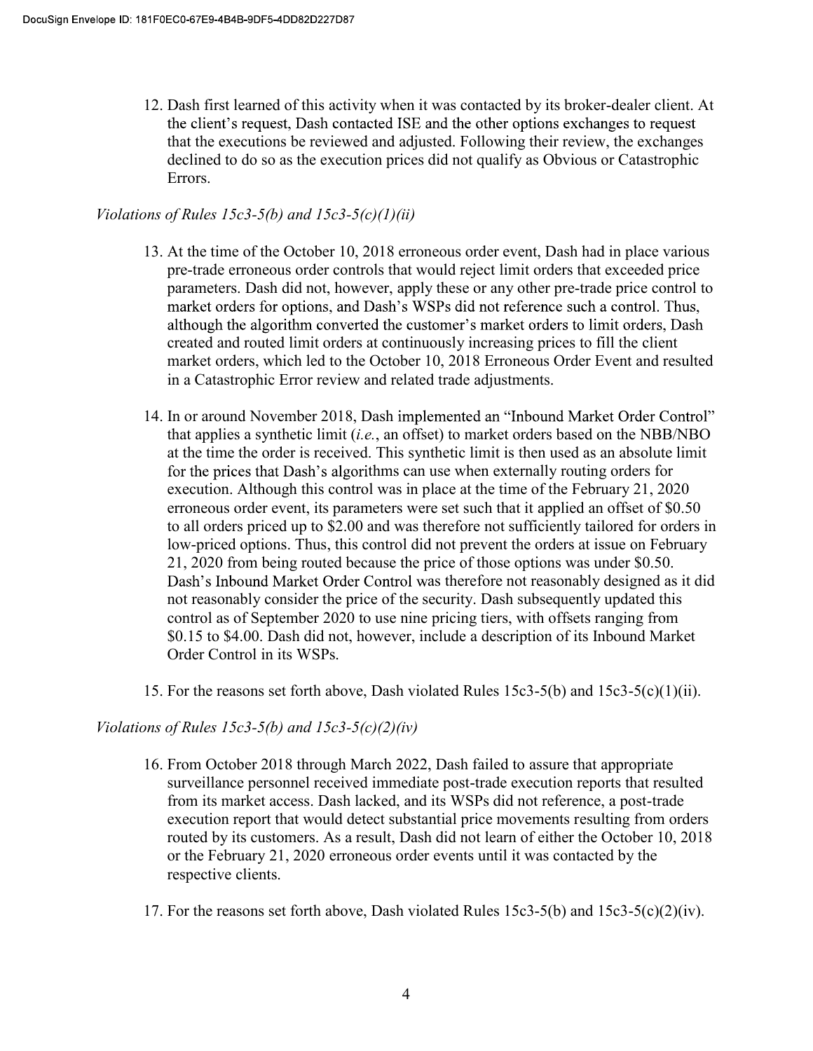12. Dash first learned of this activity when it was contacted by its broker-dealer client. At the client's request, Dash contacted ISE and the other options exchanges to request that the executions be reviewed and adjusted. Following their review, the exchanges declined to do so as the execution prices did not qualify as Obvious or Catastrophic Errors.

*Violations of Rules 15c3-5(b) and 15c3-5(c)(1)(ii)*

13. At the time of the October 10, 2018 erroneous order event, Dash had in place various pre-trade erroneous order controls that would reject limit orders that exceeded price parameters. Dash did not, however, apply these or any other pre-trade price control to market orders for options, and Dash's WSPs did not reference such a control. Thus, although the algorithm converted the customer's market orders to limit orders, Dash created and routed limit orders at continuously increasing prices to fill the client market orders, which led to the October 10, 2018 Erroneous Order Event and resulted in a Catastrophic Error review and related trade adjustments.

14. In or around November 2018, Dash implemented an "Inbound Market Order Control" that applies a synthetic limit (*i.e.*, an offset) to market orders based on the NBB/NBO at the time the order is received. This synthetic limit is then used as an absolute limit for the prices that Dash's algorithms can use when externally routing orders for execution. Although this control was in place at the time of the February 21, 2020 erroneous order event, its parameters were set such that it applied an offset of $0.50 to all orders priced up to $2.00 and was therefore not sufficiently tailored for orders in low-priced options. Thus, this control did not prevent the orders at issue on February 21, 2020 from being routed because the price of those options was under $0.50. Dash's Inbound Market Order Control was therefore not reasonably designed as it did not reasonably consider the price of the security. Dash subsequently updated this control as of September 2020 to use nine pricing tiers, with offsets ranging from $0.15 to $4.00. Dash did not, however, include a description of its Inbound Market Order Control in its WSPs.

15. For the reasons set forth above, Dash violated Rules 15c3-5(b) and 15c3-5(c)(1)(ii).

*Violations of Rules 15c3-5(b) and 15c3-5(c)(2)(iv)*

16. From October 2018 through March 2022, Dash failed to assure that appropriate surveillance personnel received immediate post-trade execution reports that resulted from its market access. Dash lacked, and its WSPs did not reference, a post-trade execution report that would detect substantial price movements resulting from orders routed by its customers. As a result, Dash did not learn of either the October 10, 2018 or the February 21, 2020 erroneous order events until it was contacted by the respective clients.

17. For the reasons set forth above, Dash violated Rules 15c3-5(b) and 15c3-5(c)(2)(iv).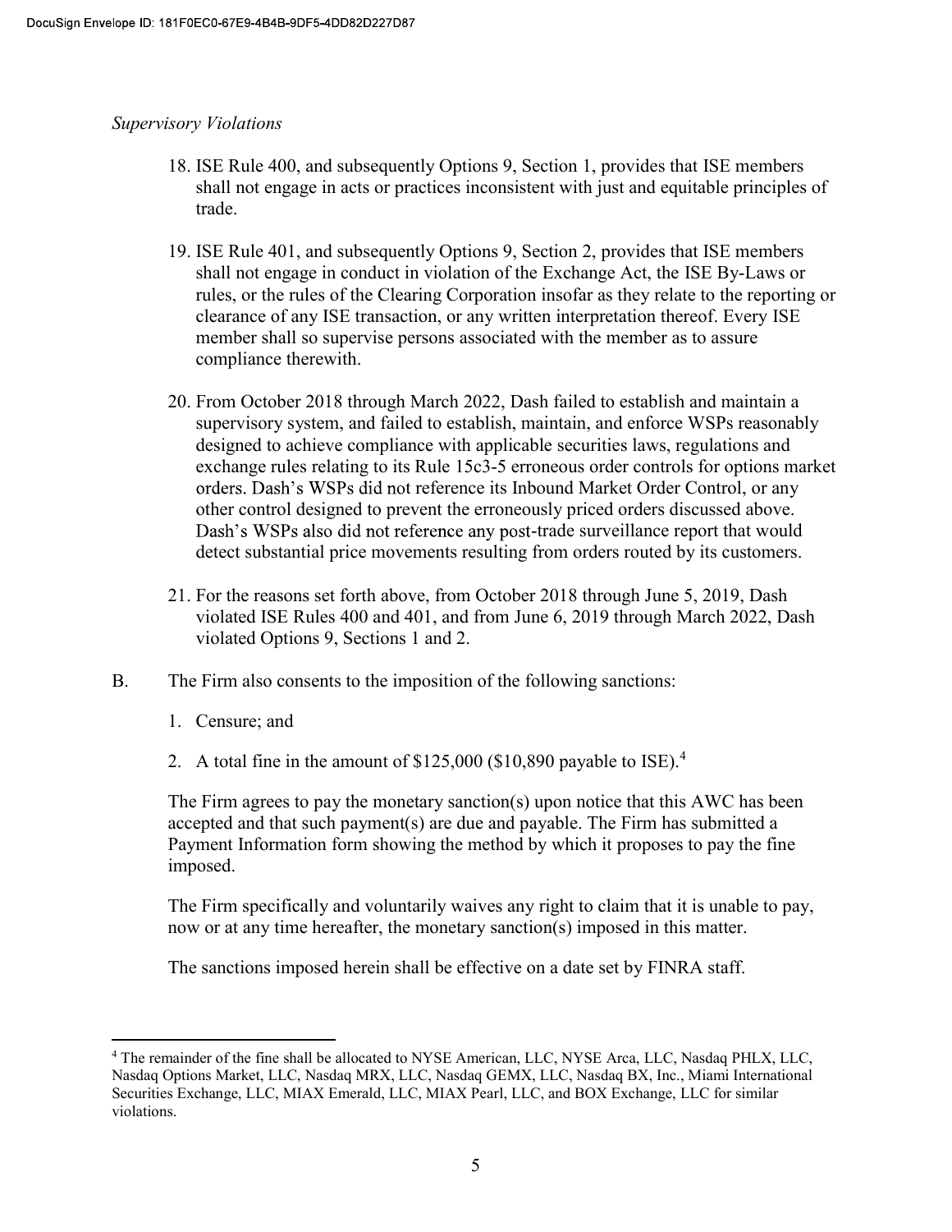*Supervisory Violations*

18. ISE Rule 400, and subsequently Options 9, Section 1, provides that ISE members shall not engage in acts or practices inconsistent with just and equitable principles of trade.

19. ISE Rule 401, and subsequently Options 9, Section 2, provides that ISE members shall not engage in conduct in violation of the Exchange Act, the ISE By-Laws or rules, or the rules of the Clearing Corporation insofar as they relate to the reporting or clearance of any ISE transaction, or any written interpretation thereof. Every ISE member shall so supervise persons associated with the member as to assure compliance therewith.

20. From October 2018 through March 2022, Dash failed to establish and maintain a supervisory system, and failed to establish, maintain, and enforce WSPs reasonably designed to achieve compliance with applicable securities laws, regulations and exchange rules relating to its Rule 15c3-5 erroneous order controls for options market orders. Dash's WSPs did not reference its Inbound Market Order Control, or any other control designed to prevent the erroneously priced orders discussed above. Dash's WSPs also did not reference any post-trade surveillance report that would detect substantial price movements resulting from orders routed by its customers.

21. For the reasons set forth above, from October 2018 through June 5, 2019, Dash violated ISE Rules 400 and 401, and from June 6, 2019 through March 2022, Dash violated Options 9, Sections 1 and 2.

B. The Firm also consents to the imposition of the following sanctions:

1. Censure; and
2. A total fine in the amount of $125,000 ($10,890 payable to ISE).[4]

The Firm agrees to pay the monetary sanction(s) upon notice that this AWC has been accepted and that such payment(s) are due and payable. The Firm has submitted a Payment Information form showing the method by which it proposes to pay the fine imposed.

The Firm specifically and voluntarily waives any right to claim that it is unable to pay, now or at any time hereafter, the monetary sanction(s) imposed in this matter.

The sanctions imposed herein shall be effective on a date set by FINRA staff.

---

[4] The remainder of the fine shall be allocated to NYSE American, LLC, NYSE Arca, LLC, Nasdaq PHLX, LLC, Nasdaq Options Market, LLC, Nasdaq MRX, LLC, Nasdaq GEMX, LLC, Nasdaq BX, Inc., Miami International Securities Exchange, LLC, MIAX Emerald, LLC, MIAX Pearl, LLC, and BOX Exchange, LLC for similar violations.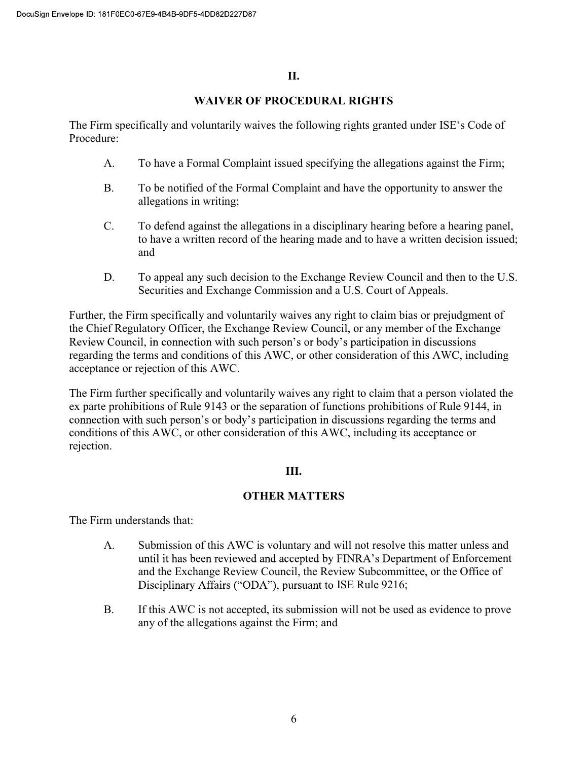## II.

## WAIVER OF PROCEDURAL RIGHTS

The Firm specifically and voluntarily waives the following rights granted under ISE's Code of Procedure:

A. To have a Formal Complaint issued specifying the allegations against the Firm;

B. To be notified of the Formal Complaint and have the opportunity to answer the allegations in writing;

C. To defend against the allegations in a disciplinary hearing before a hearing panel, to have a written record of the hearing made and to have a written decision issued; and

D. To appeal any such decision to the Exchange Review Council and then to the U.S. Securities and Exchange Commission and a U.S. Court of Appeals.

Further, the Firm specifically and voluntarily waives any right to claim bias or prejudgment of the Chief Regulatory Officer, the Exchange Review Council, or any member of the Exchange Review Council, in connection with such person's or body's participation in discussions regarding the terms and conditions of this AWC, or other consideration of this AWC, including acceptance or rejection of this AWC.

The Firm further specifically and voluntarily waives any right to claim that a person violated the ex parte prohibitions of Rule 9143 or the separation of functions prohibitions of Rule 9144, in connection with such person's or body's participation in discussions regarding the terms and conditions of this AWC, or other consideration of this AWC, including its acceptance or rejection.

## III.

## OTHER MATTERS

The Firm understands that:

A. Submission of this AWC is voluntary and will not resolve this matter unless and until it has been reviewed and accepted by FINRA's Department of Enforcement and the Exchange Review Council, the Review Subcommittee, or the Office of Disciplinary Affairs ("ODA"), pursuant to ISE Rule 9216;

B. If this AWC is not accepted, its submission will not be used as evidence to prove any of the allegations against the Firm; and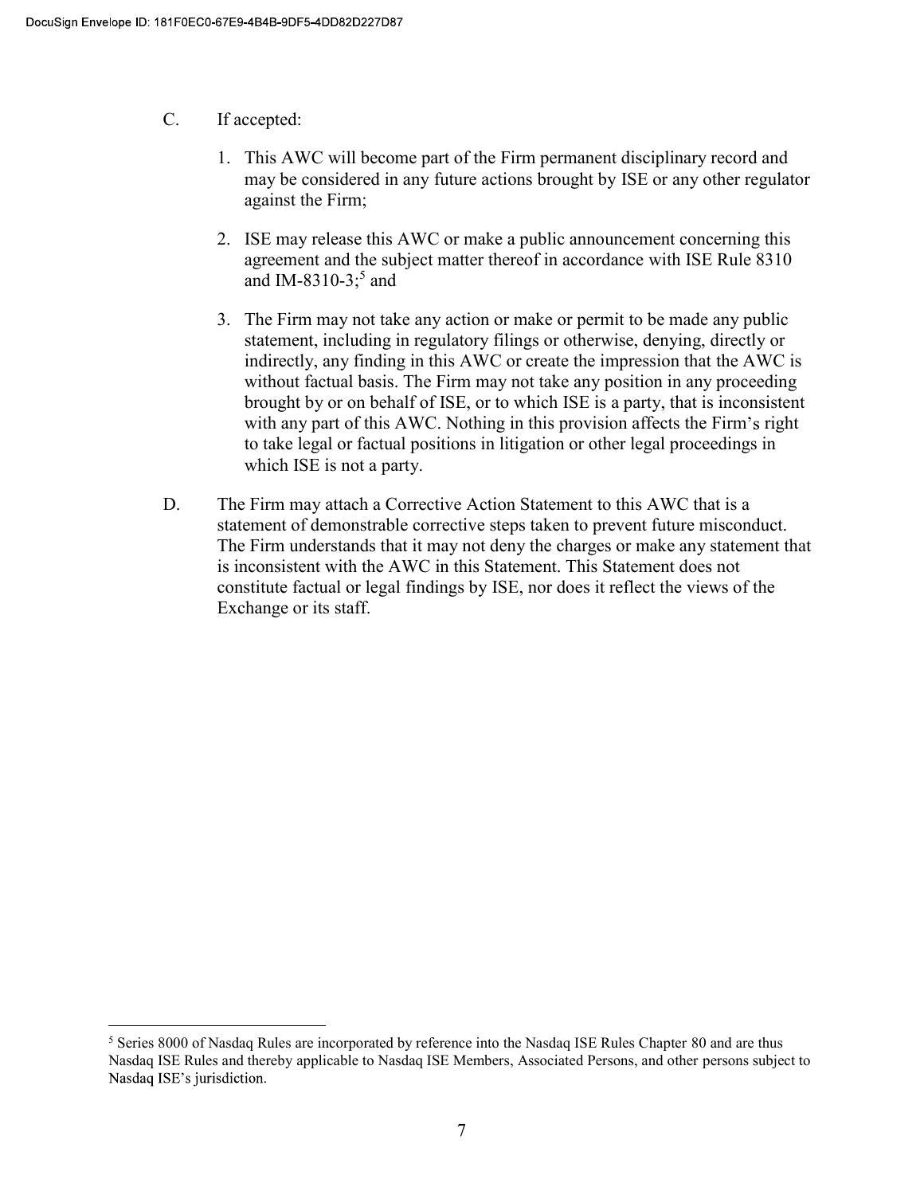C. If accepted:

1. This AWC will become part of the Firm permanent disciplinary record and may be considered in any future actions brought by ISE or any other regulator against the Firm;

2. ISE may release this AWC or make a public announcement concerning this agreement and the subject matter thereof in accordance with ISE Rule 8310 and IM-8310-3;[5] and

3. The Firm may not take any action or make or permit to be made any public statement, including in regulatory filings or otherwise, denying, directly or indirectly, any finding in this AWC or create the impression that the AWC is without factual basis. The Firm may not take any position in any proceeding brought by or on behalf of ISE, or to which ISE is a party, that is inconsistent with any part of this AWC. Nothing in this provision affects the Firm's right to take legal or factual positions in litigation or other legal proceedings in which ISE is not a party.

D. The Firm may attach a Corrective Action Statement to this AWC that is a statement of demonstrable corrective steps taken to prevent future misconduct. The Firm understands that it may not deny the charges or make any statement that is inconsistent with the AWC in this Statement. This Statement does not constitute factual or legal findings by ISE, nor does it reflect the views of the Exchange or its staff.

---

[5] Series 8000 of Nasdaq Rules are incorporated by reference into the Nasdaq ISE Rules Chapter 80 and are thus Nasdaq ISE Rules and thereby applicable to Nasdaq ISE Members, Associated Persons, and other persons subject to Nasdaq ISE's jurisdiction.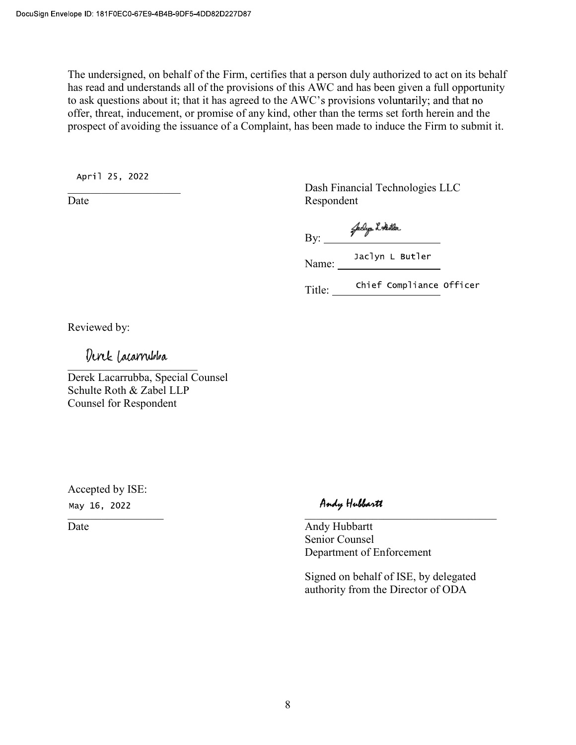DocuSign Envelope ID: 181F0EC0-67E9-4B4B-9DF5-4DD82D227D87

The undersigned, on behalf of the Firm, certifies that a person duly authorized to act on its behalf has read and understands all of the provisions of this AWC and has been given a full opportunity to ask questions about it; that it has agreed to the AWC's provisions voluntarily; and that no offer, threat, inducement, or promise of any kind, other than the terms set forth herein and the prospect of avoiding the issuance of a Complaint, has been made to induce the Firm to submit it.

April 25, 2022
\_\_\_\_\_\_\_\_\_\_\_\_\_\_\_\_\_\_\_\_
Date

Dash Financial Technologies LLC
Respondent

By: Jaclyn L Butler

Name: Jaclyn L Butler

Title: Chief Compliance Officer

Reviewed by:

Derek Lacarrubba
\_\_\_\_\_\_\_\_\_\_\_\_\_\_\_\_\_\_\_\_
Derek Lacarrubba, Special Counsel
Schulte Roth & Zabel LLP
Counsel for Respondent

Accepted by ISE:

May 16, 2022
\_\_\_\_\_\_\_\_\_\_\_\_\_\_\_\_\_\_\_\_
Date

Andy Hubbartt
\_\_\_\_\_\_\_\_\_\_\_\_\_\_\_\_\_\_\_\_
Andy Hubbartt
Senior Counsel
Department of Enforcement

Signed on behalf of ISE, by delegated authority from the Director of ODA